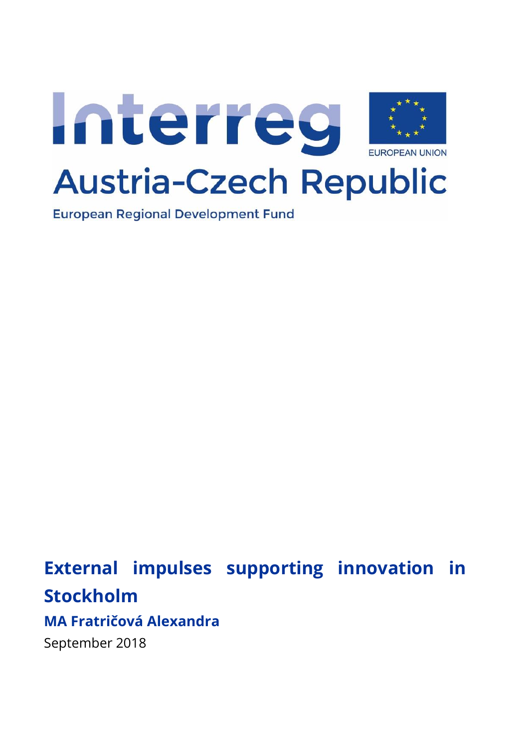Interreg

EUROPEAN UNION

Austria-Czech Republic

European Regional Development Fund

# External impulses supporting innovation in Stockholm

## MA Fratričová Alexandra

September 2018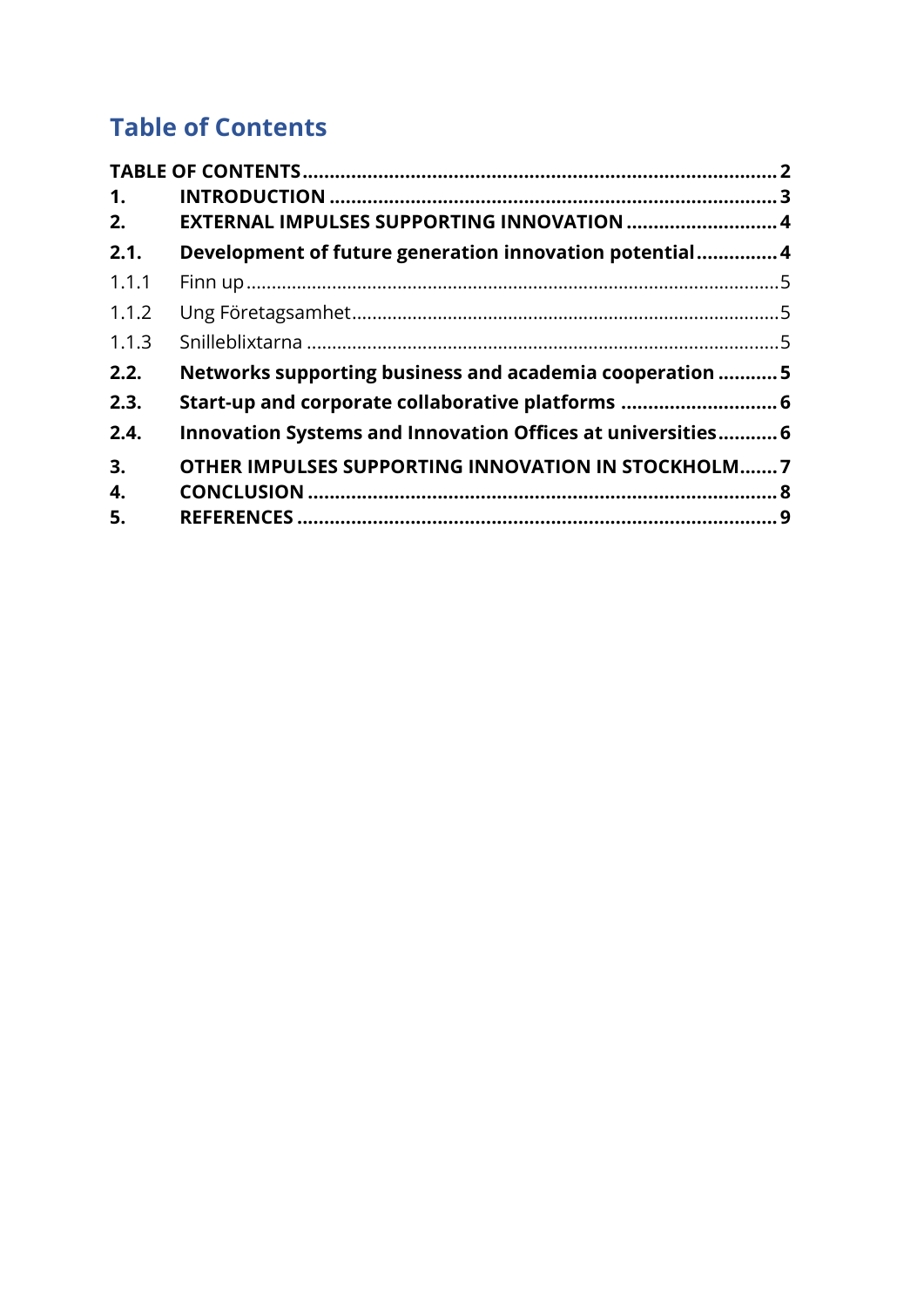# Table of Contents

**TABLE OF CONTENTS** .......... **2**

**1. INTRODUCTION** .......... **3**

**2. EXTERNAL IMPULSES SUPPORTING INNOVATION** .......... **4**

**2.1. Development of future generation innovation potential** .......... **4**

1.1.1 Finn up .......... 5

1.1.2 Ung Företagsamhet .......... 5

1.1.3 Snilleblixtarna .......... 5

**2.2. Networks supporting business and academia cooperation** .......... **5**

**2.3. Start-up and corporate collaborative platforms** .......... **6**

**2.4. Innovation Systems and Innovation Offices at universities** .......... **6**

**3. OTHER IMPULSES SUPPORTING INNOVATION IN STOCKHOLM** .......... **7**

**4. CONCLUSION** .......... **8**

**5. REFERENCES** .......... **9**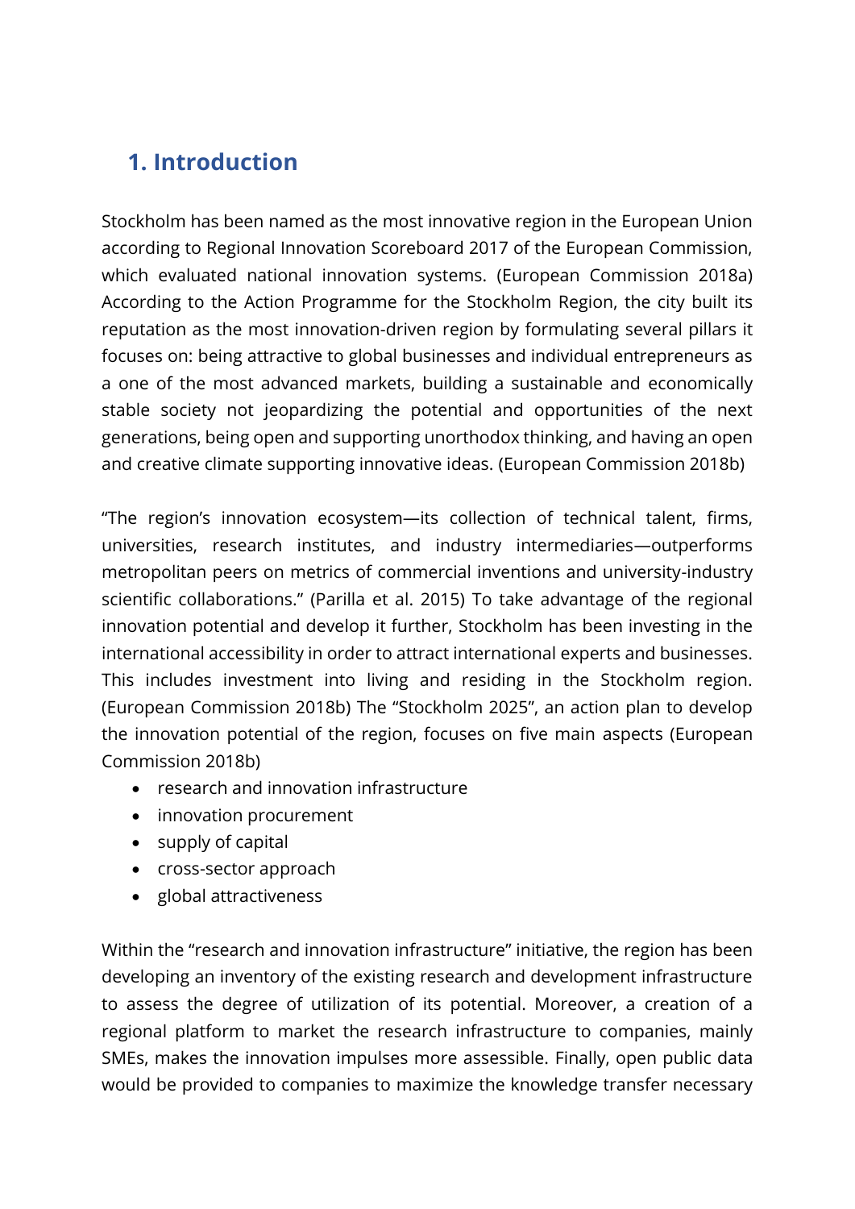## 1. Introduction

Stockholm has been named as the most innovative region in the European Union according to Regional Innovation Scoreboard 2017 of the European Commission, which evaluated national innovation systems. (European Commission 2018a) According to the Action Programme for the Stockholm Region, the city built its reputation as the most innovation-driven region by formulating several pillars it focuses on: being attractive to global businesses and individual entrepreneurs as a one of the most advanced markets, building a sustainable and economically stable society not jeopardizing the potential and opportunities of the next generations, being open and supporting unorthodox thinking, and having an open and creative climate supporting innovative ideas. (European Commission 2018b)

"The region's innovation ecosystem—its collection of technical talent, firms, universities, research institutes, and industry intermediaries—outperforms metropolitan peers on metrics of commercial inventions and university-industry scientific collaborations." (Parilla et al. 2015) To take advantage of the regional innovation potential and develop it further, Stockholm has been investing in the international accessibility in order to attract international experts and businesses. This includes investment into living and residing in the Stockholm region. (European Commission 2018b) The "Stockholm 2025", an action plan to develop the innovation potential of the region, focuses on five main aspects (European Commission 2018b)

- research and innovation infrastructure
- innovation procurement
- supply of capital
- cross-sector approach
- global attractiveness

Within the "research and innovation infrastructure" initiative, the region has been developing an inventory of the existing research and development infrastructure to assess the degree of utilization of its potential. Moreover, a creation of a regional platform to market the research infrastructure to companies, mainly SMEs, makes the innovation impulses more assessible. Finally, open public data would be provided to companies to maximize the knowledge transfer necessary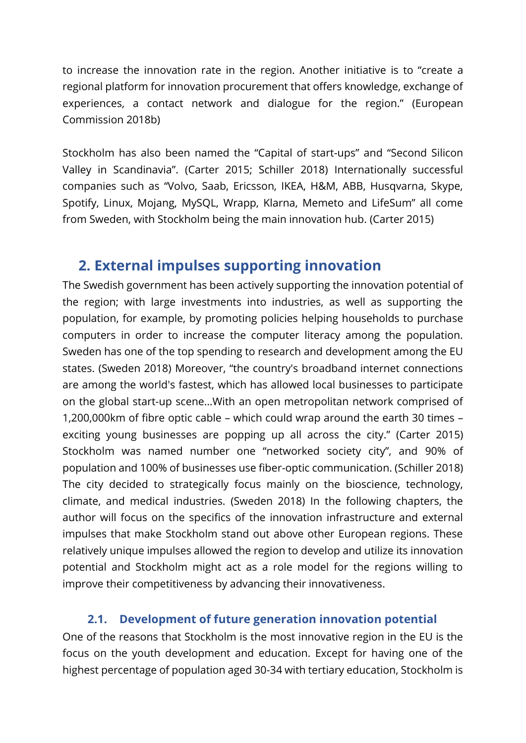to increase the innovation rate in the region. Another initiative is to "create a regional platform for innovation procurement that offers knowledge, exchange of experiences, a contact network and dialogue for the region." (European Commission 2018b)

Stockholm has also been named the "Capital of start-ups" and "Second Silicon Valley in Scandinavia". (Carter 2015; Schiller 2018) Internationally successful companies such as "Volvo, Saab, Ericsson, IKEA, H&M, ABB, Husqvarna, Skype, Spotify, Linux, Mojang, MySQL, Wrapp, Klarna, Memeto and LifeSum" all come from Sweden, with Stockholm being the main innovation hub. (Carter 2015)

## 2. External impulses supporting innovation

The Swedish government has been actively supporting the innovation potential of the region; with large investments into industries, as well as supporting the population, for example, by promoting policies helping households to purchase computers in order to increase the computer literacy among the population. Sweden has one of the top spending to research and development among the EU states. (Sweden 2018) Moreover, "the country's broadband internet connections are among the world's fastest, which has allowed local businesses to participate on the global start-up scene…With an open metropolitan network comprised of 1,200,000km of fibre optic cable – which could wrap around the earth 30 times – exciting young businesses are popping up all across the city." (Carter 2015) Stockholm was named number one "networked society city", and 90% of population and 100% of businesses use fiber-optic communication. (Schiller 2018) The city decided to strategically focus mainly on the bioscience, technology, climate, and medical industries. (Sweden 2018) In the following chapters, the author will focus on the specifics of the innovation infrastructure and external impulses that make Stockholm stand out above other European regions. These relatively unique impulses allowed the region to develop and utilize its innovation potential and Stockholm might act as a role model for the regions willing to improve their competitiveness by advancing their innovativeness.

### 2.1. Development of future generation innovation potential

One of the reasons that Stockholm is the most innovative region in the EU is the focus on the youth development and education. Except for having one of the highest percentage of population aged 30-34 with tertiary education, Stockholm is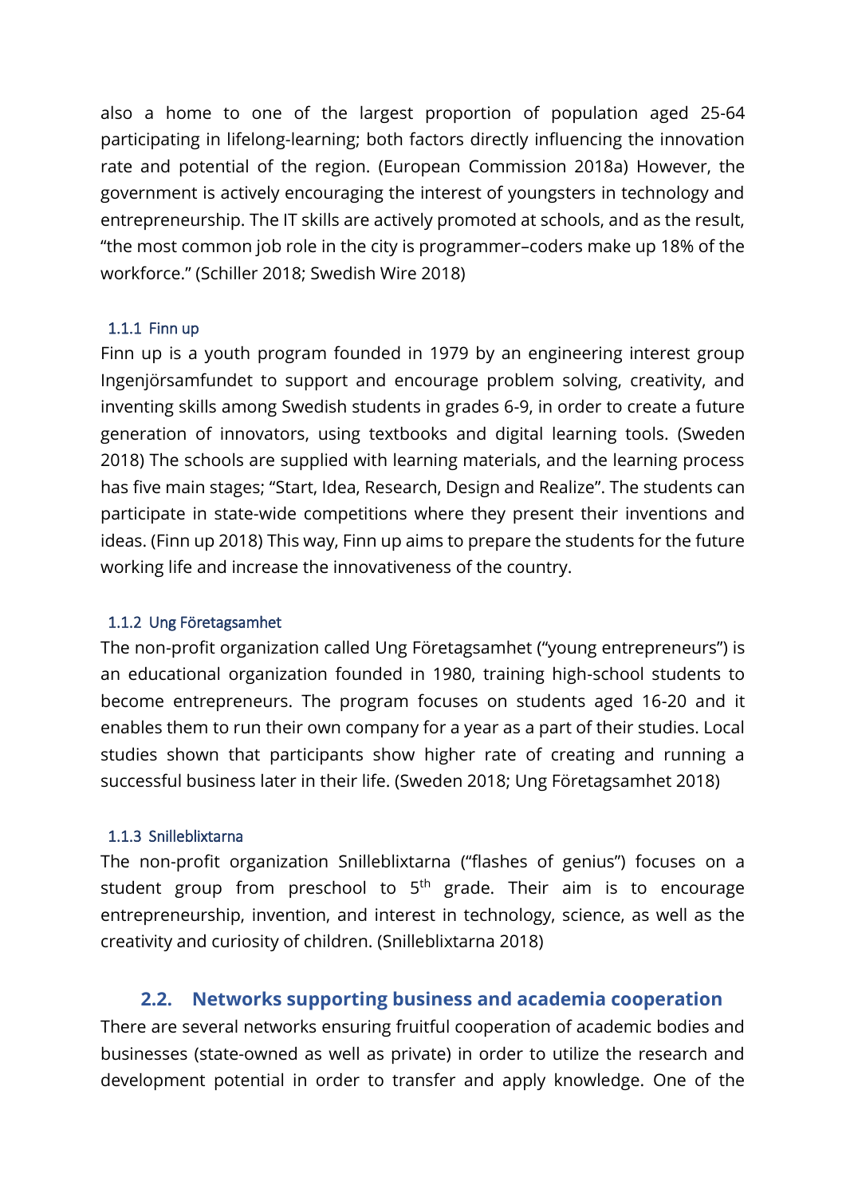also a home to one of the largest proportion of population aged 25-64 participating in lifelong-learning; both factors directly influencing the innovation rate and potential of the region. (European Commission 2018a) However, the government is actively encouraging the interest of youngsters in technology and entrepreneurship. The IT skills are actively promoted at schools, and as the result, "the most common job role in the city is programmer–coders make up 18% of the workforce." (Schiller 2018; Swedish Wire 2018)

#### 1.1.1 Finn up

Finn up is a youth program founded in 1979 by an engineering interest group Ingenjörsamfundet to support and encourage problem solving, creativity, and inventing skills among Swedish students in grades 6-9, in order to create a future generation of innovators, using textbooks and digital learning tools. (Sweden 2018) The schools are supplied with learning materials, and the learning process has five main stages; "Start, Idea, Research, Design and Realize". The students can participate in state-wide competitions where they present their inventions and ideas. (Finn up 2018) This way, Finn up aims to prepare the students for the future working life and increase the innovativeness of the country.

#### 1.1.2 Ung Företagsamhet

The non-profit organization called Ung Företagsamhet ("young entrepreneurs") is an educational organization founded in 1980, training high-school students to become entrepreneurs. The program focuses on students aged 16-20 and it enables them to run their own company for a year as a part of their studies. Local studies shown that participants show higher rate of creating and running a successful business later in their life. (Sweden 2018; Ung Företagsamhet 2018)

#### 1.1.3 Snilleblixtarna

The non-profit organization Snilleblixtarna ("flashes of genius") focuses on a student group from preschool to 5th grade. Their aim is to encourage entrepreneurship, invention, and interest in technology, science, as well as the creativity and curiosity of children. (Snilleblixtarna 2018)

## 2.2. Networks supporting business and academia cooperation

There are several networks ensuring fruitful cooperation of academic bodies and businesses (state-owned as well as private) in order to utilize the research and development potential in order to transfer and apply knowledge. One of the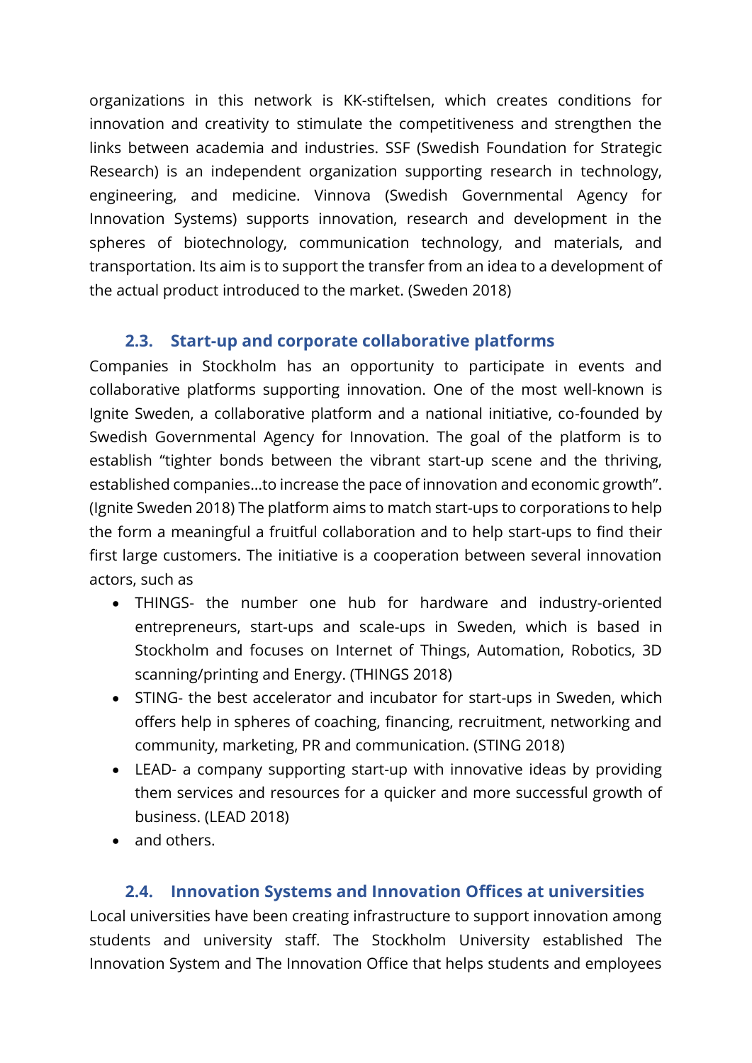organizations in this network is KK-stiftelsen, which creates conditions for innovation and creativity to stimulate the competitiveness and strengthen the links between academia and industries. SSF (Swedish Foundation for Strategic Research) is an independent organization supporting research in technology, engineering, and medicine. Vinnova (Swedish Governmental Agency for Innovation Systems) supports innovation, research and development in the spheres of biotechnology, communication technology, and materials, and transportation. Its aim is to support the transfer from an idea to a development of the actual product introduced to the market. (Sweden 2018)

### 2.3. Start-up and corporate collaborative platforms

Companies in Stockholm has an opportunity to participate in events and collaborative platforms supporting innovation. One of the most well-known is Ignite Sweden, a collaborative platform and a national initiative, co-founded by Swedish Governmental Agency for Innovation. The goal of the platform is to establish "tighter bonds between the vibrant start-up scene and the thriving, established companies…to increase the pace of innovation and economic growth". (Ignite Sweden 2018) The platform aims to match start-ups to corporations to help the form a meaningful a fruitful collaboration and to help start-ups to find their first large customers. The initiative is a cooperation between several innovation actors, such as

- THINGS- the number one hub for hardware and industry-oriented entrepreneurs, start-ups and scale-ups in Sweden, which is based in Stockholm and focuses on Internet of Things, Automation, Robotics, 3D scanning/printing and Energy. (THINGS 2018)
- STING- the best accelerator and incubator for start-ups in Sweden, which offers help in spheres of coaching, financing, recruitment, networking and community, marketing, PR and communication. (STING 2018)
- LEAD- a company supporting start-up with innovative ideas by providing them services and resources for a quicker and more successful growth of business. (LEAD 2018)
- and others.

### 2.4. Innovation Systems and Innovation Offices at universities

Local universities have been creating infrastructure to support innovation among students and university staff. The Stockholm University established The Innovation System and The Innovation Office that helps students and employees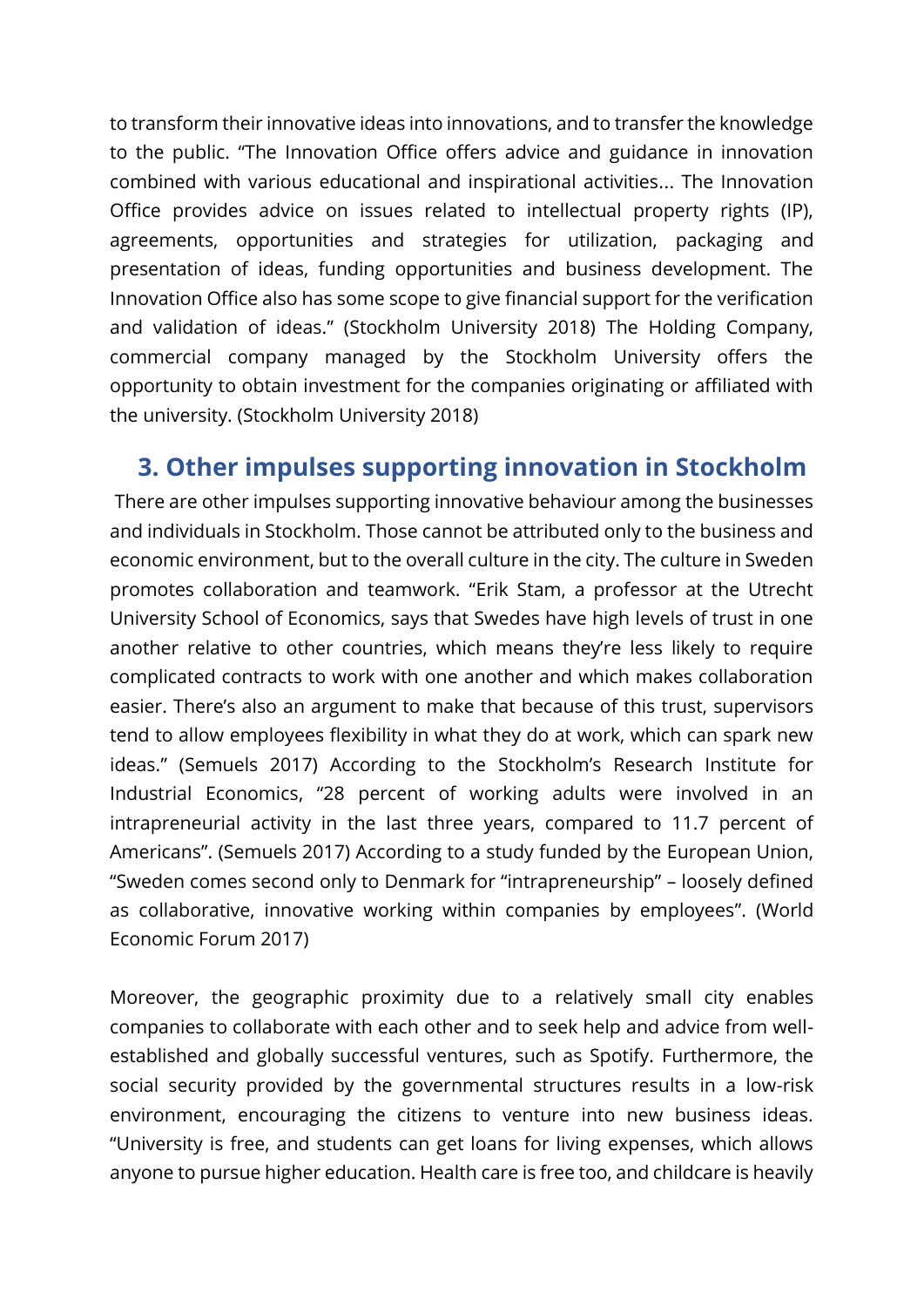to transform their innovative ideas into innovations, and to transfer the knowledge to the public. "The Innovation Office offers advice and guidance in innovation combined with various educational and inspirational activities... The Innovation Office provides advice on issues related to intellectual property rights (IP), agreements, opportunities and strategies for utilization, packaging and presentation of ideas, funding opportunities and business development. The Innovation Office also has some scope to give financial support for the verification and validation of ideas." (Stockholm University 2018) The Holding Company, commercial company managed by the Stockholm University offers the opportunity to obtain investment for the companies originating or affiliated with the university. (Stockholm University 2018)

## 3. Other impulses supporting innovation in Stockholm

There are other impulses supporting innovative behaviour among the businesses and individuals in Stockholm. Those cannot be attributed only to the business and economic environment, but to the overall culture in the city. The culture in Sweden promotes collaboration and teamwork. "Erik Stam, a professor at the Utrecht University School of Economics, says that Swedes have high levels of trust in one another relative to other countries, which means they're less likely to require complicated contracts to work with one another and which makes collaboration easier. There's also an argument to make that because of this trust, supervisors tend to allow employees flexibility in what they do at work, which can spark new ideas." (Semuels 2017) According to the Stockholm's Research Institute for Industrial Economics, "28 percent of working adults were involved in an intrapreneurial activity in the last three years, compared to 11.7 percent of Americans". (Semuels 2017) According to a study funded by the European Union, "Sweden comes second only to Denmark for "intrapreneurship" – loosely defined as collaborative, innovative working within companies by employees". (World Economic Forum 2017)

Moreover, the geographic proximity due to a relatively small city enables companies to collaborate with each other and to seek help and advice from well-established and globally successful ventures, such as Spotify. Furthermore, the social security provided by the governmental structures results in a low-risk environment, encouraging the citizens to venture into new business ideas. "University is free, and students can get loans for living expenses, which allows anyone to pursue higher education. Health care is free too, and childcare is heavily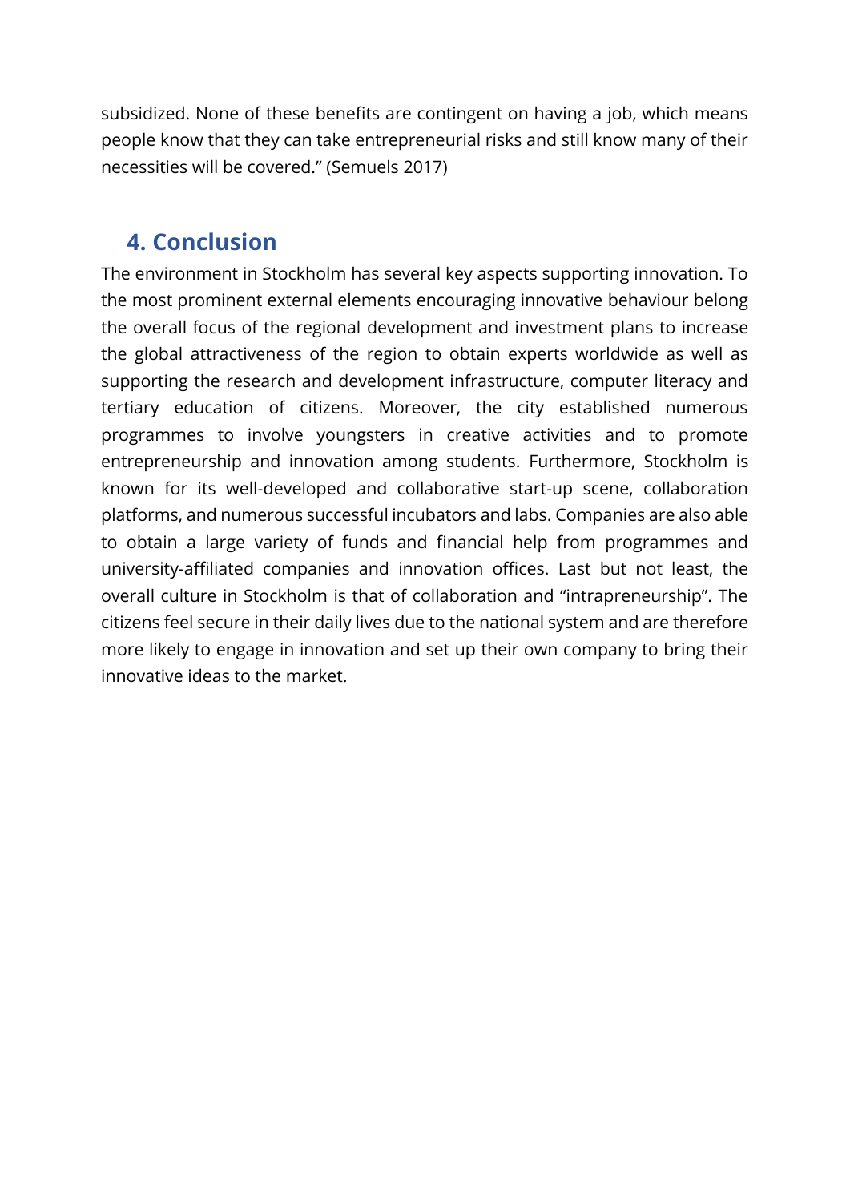subsidized. None of these benefits are contingent on having a job, which means people know that they can take entrepreneurial risks and still know many of their necessities will be covered." (Semuels 2017)

## 4. Conclusion

The environment in Stockholm has several key aspects supporting innovation. To the most prominent external elements encouraging innovative behaviour belong the overall focus of the regional development and investment plans to increase the global attractiveness of the region to obtain experts worldwide as well as supporting the research and development infrastructure, computer literacy and tertiary education of citizens. Moreover, the city established numerous programmes to involve youngsters in creative activities and to promote entrepreneurship and innovation among students. Furthermore, Stockholm is known for its well-developed and collaborative start-up scene, collaboration platforms, and numerous successful incubators and labs. Companies are also able to obtain a large variety of funds and financial help from programmes and university-affiliated companies and innovation offices. Last but not least, the overall culture in Stockholm is that of collaboration and "intrapreneurship". The citizens feel secure in their daily lives due to the national system and are therefore more likely to engage in innovation and set up their own company to bring their innovative ideas to the market.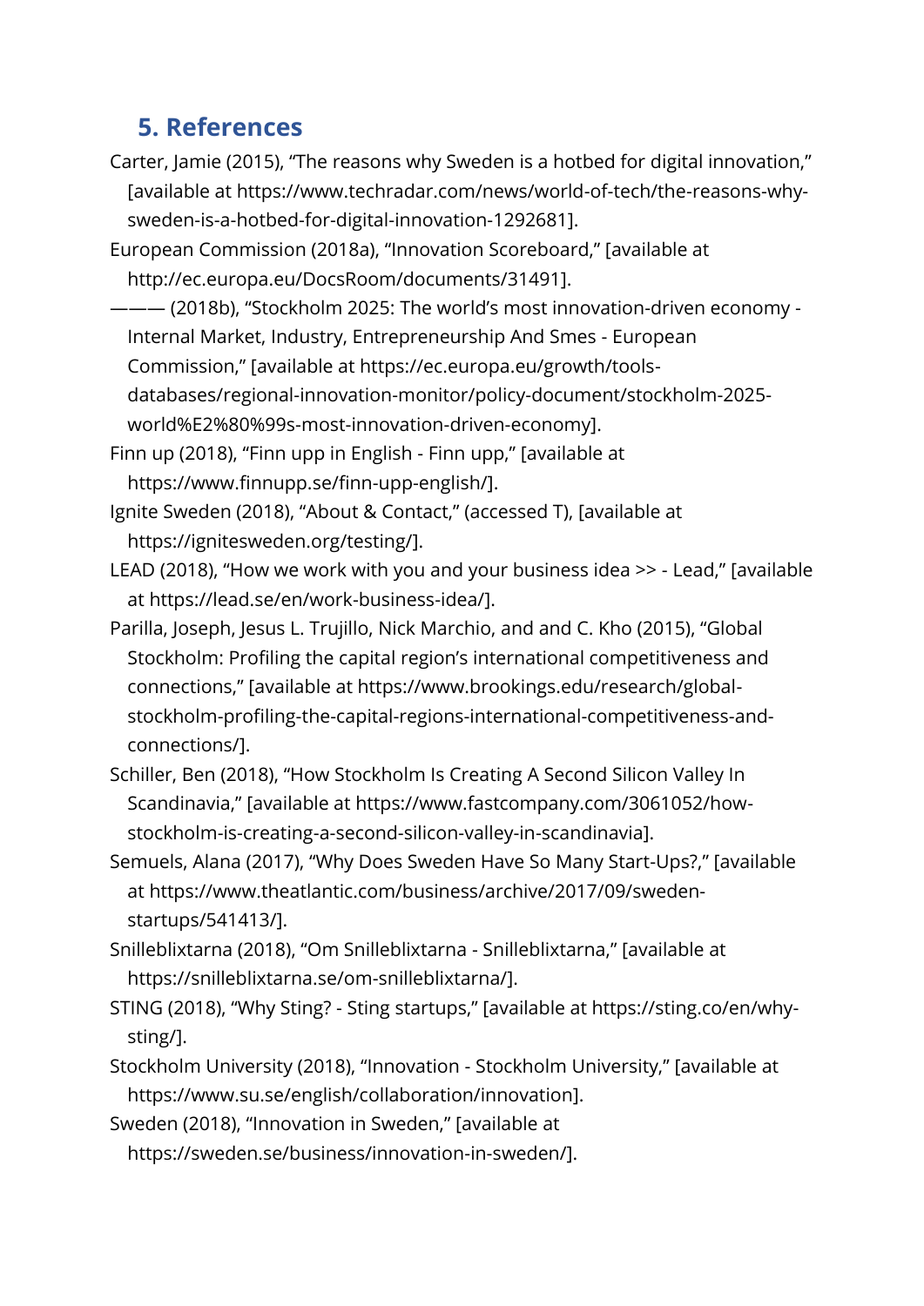## 5. References

Carter, Jamie (2015), “The reasons why Sweden is a hotbed for digital innovation,” [available at https://www.techradar.com/news/world-of-tech/the-reasons-why-sweden-is-a-hotbed-for-digital-innovation-1292681].

European Commission (2018a), “Innovation Scoreboard,” [available at http://ec.europa.eu/DocsRoom/documents/31491].

——— (2018b), “Stockholm 2025: The world’s most innovation-driven economy - Internal Market, Industry, Entrepreneurship And Smes - European Commission,” [available at https://ec.europa.eu/growth/tools-databases/regional-innovation-monitor/policy-document/stockholm-2025-world%E2%80%99s-most-innovation-driven-economy].

Finn up (2018), “Finn upp in English - Finn upp,” [available at https://www.finnupp.se/finn-upp-english/].

Ignite Sweden (2018), “About & Contact,” (accessed T), [available at https://ignitesweden.org/testing/].

LEAD (2018), “How we work with you and your business idea >> - Lead,” [available at https://lead.se/en/work-business-idea/].

Parilla, Joseph, Jesus L. Trujillo, Nick Marchio, and and C. Kho (2015), “Global Stockholm: Profiling the capital region’s international competitiveness and connections,” [available at https://www.brookings.edu/research/global-stockholm-profiling-the-capital-regions-international-competitiveness-and-connections/].

Schiller, Ben (2018), “How Stockholm Is Creating A Second Silicon Valley In Scandinavia,” [available at https://www.fastcompany.com/3061052/how-stockholm-is-creating-a-second-silicon-valley-in-scandinavia].

Semuels, Alana (2017), “Why Does Sweden Have So Many Start-Ups?,” [available at https://www.theatlantic.com/business/archive/2017/09/sweden-startups/541413/].

Snilleblixtarna (2018), “Om Snilleblixtarna - Snilleblixtarna,” [available at https://snilleblixtarna.se/om-snilleblixtarna/].

STING (2018), “Why Sting? - Sting startups,” [available at https://sting.co/en/why-sting/].

Stockholm University (2018), “Innovation - Stockholm University,” [available at https://www.su.se/english/collaboration/innovation].

Sweden (2018), “Innovation in Sweden,” [available at https://sweden.se/business/innovation-in-sweden/].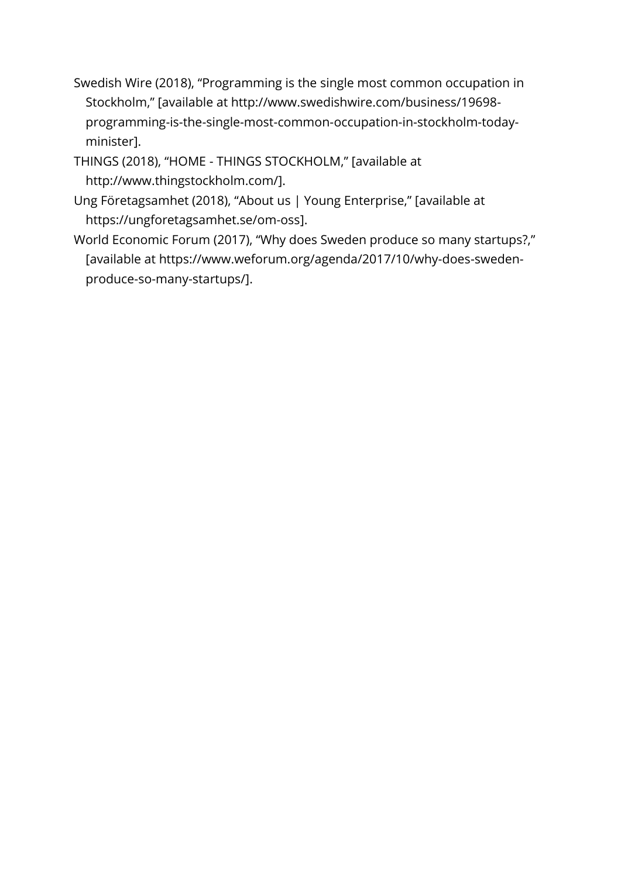Swedish Wire (2018), "Programming is the single most common occupation in Stockholm," [available at http://www.swedishwire.com/business/19698-programming-is-the-single-most-common-occupation-in-stockholm-today-minister].

THINGS (2018), "HOME - THINGS STOCKHOLM," [available at http://www.thingstockholm.com/].

Ung Företagsamhet (2018), "About us | Young Enterprise," [available at https://ungforetagsamhet.se/om-oss].

World Economic Forum (2017), "Why does Sweden produce so many startups?," [available at https://www.weforum.org/agenda/2017/10/why-does-sweden-produce-so-many-startups/].